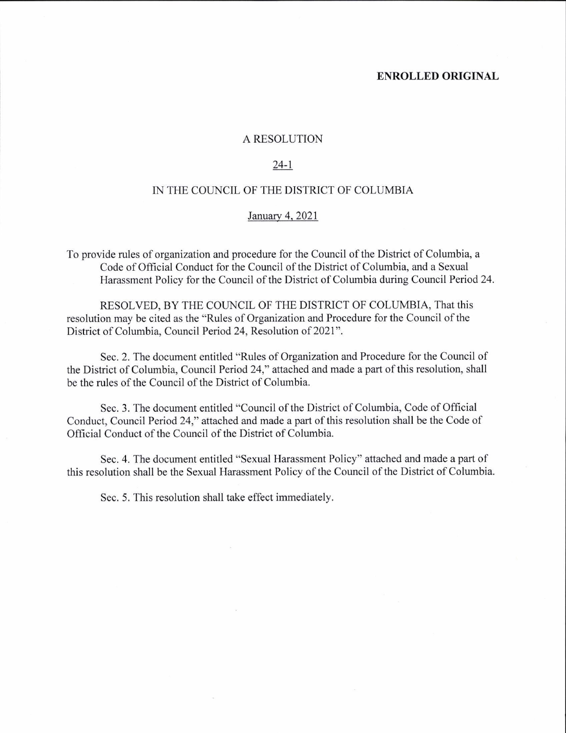**ENROLLED ORIGINAL**

A RESOLUTION

24-1

IN THE COUNCIL OF THE DISTRICT OF COLUMBIA

January 4, 2021

To provide rules of organization and procedure for the Council of the District of Columbia, a Code of Official Conduct for the Council of the District of Columbia, and a Sexual Harassment Policy for the Council of the District of Columbia during Council Period 24.

RESOLVED, BY THE COUNCIL OF THE DISTRICT OF COLUMBIA, That this resolution may be cited as the "Rules of Organization and Procedure for the Council of the District of Columbia, Council Period 24, Resolution of 2021".

Sec. 2. The document entitled "Rules of Organization and Procedure for the Council of the District of Columbia, Council Period 24," attached and made a part of this resolution, shall be the rules of the Council of the District of Columbia.

Sec. 3. The document entitled "Council of the District of Columbia, Code of Official Conduct, Council Period 24," attached and made a part of this resolution shall be the Code of Official Conduct of the Council of the District of Columbia.

Sec. 4. The document entitled "Sexual Harassment Policy" attached and made a part of this resolution shall be the Sexual Harassment Policy of the Council of the District of Columbia.

Sec. 5. This resolution shall take effect immediately.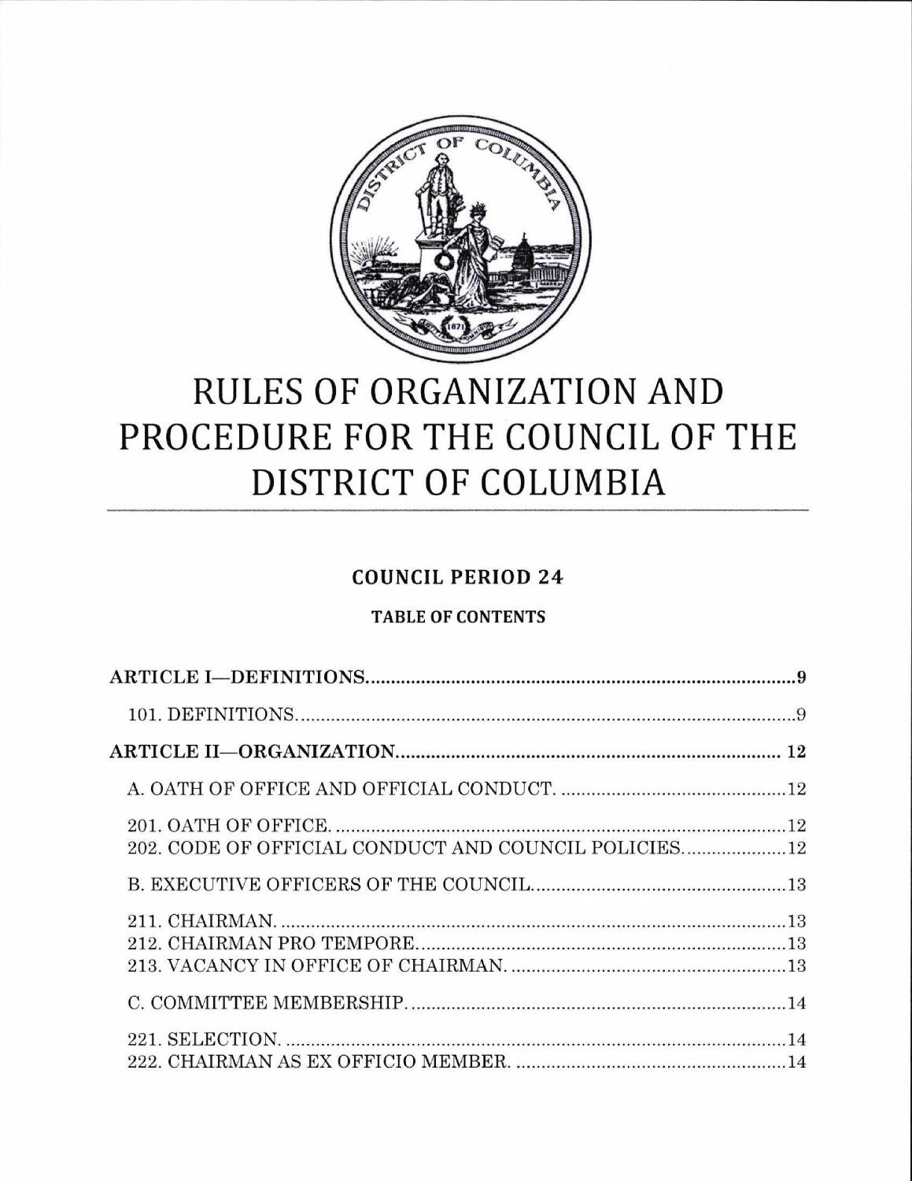# RULES OF ORGANIZATION AND PROCEDURE FOR THE COUNCIL OF THE DISTRICT OF COLUMBIA

## COUNCIL PERIOD 24

### TABLE OF CONTENTS

**ARTICLE I—DEFINITIONS** .......... **9**

101. DEFINITIONS .......... 9

**ARTICLE II—ORGANIZATION** .......... **12**

A. OATH OF OFFICE AND OFFICIAL CONDUCT. .......... 12

201. OATH OF OFFICE. .......... 12
202. CODE OF OFFICIAL CONDUCT AND COUNCIL POLICIES .......... 12

B. EXECUTIVE OFFICERS OF THE COUNCIL .......... 13

211. CHAIRMAN. .......... 13
212. CHAIRMAN PRO TEMPORE .......... 13
213. VACANCY IN OFFICE OF CHAIRMAN. .......... 13

C. COMMITTEE MEMBERSHIP. .......... 14

221. SELECTION. .......... 14
222. CHAIRMAN AS EX OFFICIO MEMBER. .......... 14